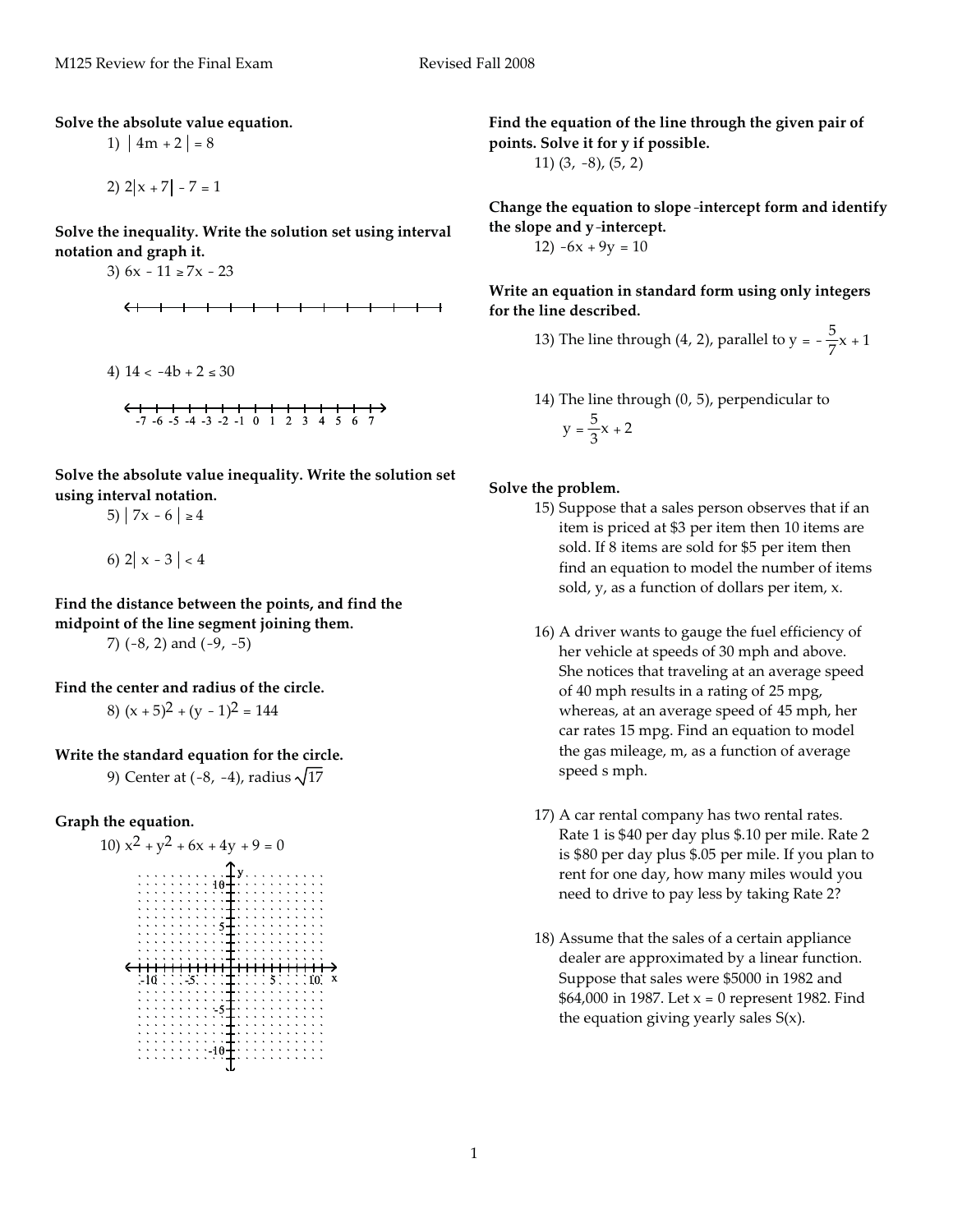**Solve the absolute value equation.**

1) $|4m + 2| = 8$

2) $2|x + 7| - 7 = 1$

**Solve the inequality. Write the solution set using interval notation and graph it.**

3) $6x - 11 \geq 7x - 23$

4) $14 < -4b + 2 \leq 30$

-7 -6 -5 -4 -3 -2 -1 0 1 2 3 4 5 6 7

**Solve the absolute value inequality. Write the solution set using interval notation.**

5) $|7x - 6| \geq 4$

6) $2|x - 3| < 4$

**Find the distance between the points, and find the midpoint of the line segment joining them.**

7) $(-8, 2)$ and $(-9, -5)$

**Find the center and radius of the circle.**

8) $(x + 5)^2 + (y - 1)^2 = 144$

**Write the standard equation for the circle.**

9) Center at $(-8, -4)$, radius $\sqrt{17}$

**Graph the equation.**

10) $x^2 + y^2 + 6x + 4y + 9 = 0$

**Find the equation of the line through the given pair of points. Solve it for y if possible.**

11) $(3, -8)$, $(5, 2)$

**Change the equation to slope-intercept form and identify the slope and y-intercept.**

12) $-6x + 9y = 10$

**Write an equation in standard form using only integers for the line described.**

13) The line through $(4, 2)$, parallel to $y = -\frac{5}{7}x + 1$

14) The line through $(0, 5)$, perpendicular to $y = \frac{5}{3}x + 2$

**Solve the problem.**

15) Suppose that a sales person observes that if an item is priced at \$3 per item then 10 items are sold. If 8 items are sold for \$5 per item then find an equation to model the number of items sold, y, as a function of dollars per item, x.

16) A driver wants to gauge the fuel efficiency of her vehicle at speeds of 30 mph and above. She notices that traveling at an average speed of 40 mph results in a rating of 25 mpg, whereas, at an average speed of 45 mph, her car rates 15 mpg. Find an equation to model the gas mileage, m, as a function of average speed s mph.

17) A car rental company has two rental rates. Rate 1 is \$40 per day plus \$.10 per mile. Rate 2 is \$80 per day plus \$.05 per mile. If you plan to rent for one day, how many miles would you need to drive to pay less by taking Rate 2?

18) Assume that the sales of a certain appliance dealer are approximated by a linear function. Suppose that sales were \$5000 in 1982 and \$64,000 in 1987. Let x = 0 represent 1982. Find the equation giving yearly sales S(x).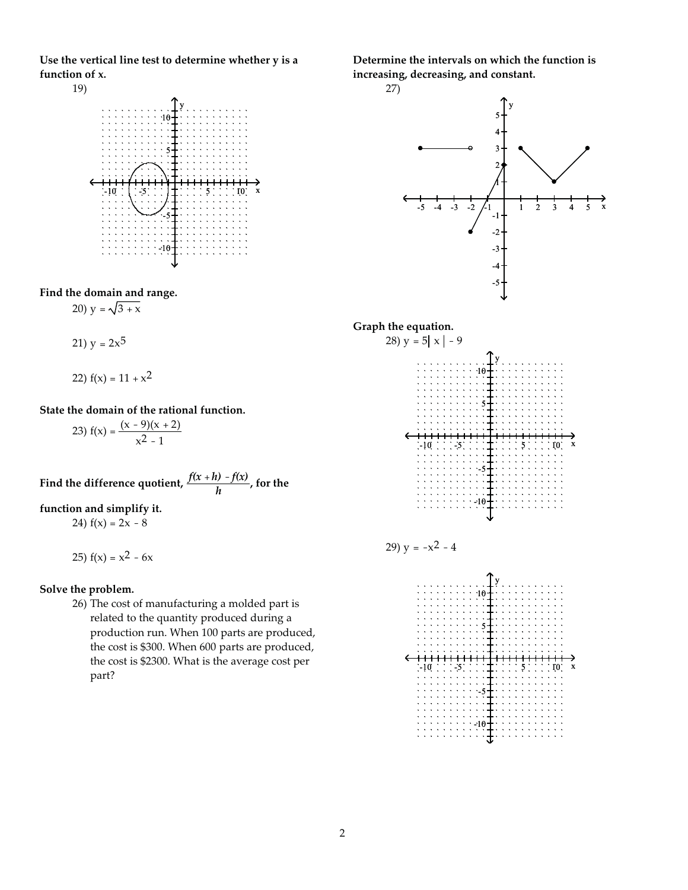**Use the vertical line test to determine whether y is a function of x.**

19)

**Find the domain and range.**

20) $y = \sqrt{3 + x}$

21) $y = 2x^5$

22) $f(x) = 11 + x^2$

**State the domain of the rational function.**

23) $f(x) = \dfrac{(x - 9)(x + 2)}{x^2 - 1}$

**Find the difference quotient, $\dfrac{f(x + h) - f(x)}{h}$, for the function and simplify it.**

24) $f(x) = 2x - 8$

25) $f(x) = x^2 - 6x$

**Solve the problem.**

26) The cost of manufacturing a molded part is related to the quantity produced during a production run. When 100 parts are produced, the cost is \$300. When 600 parts are produced, the cost is \$2300. What is the average cost per part?

**Determine the intervals on which the function is increasing, decreasing, and constant.**

27)

**Graph the equation.**

28) $y = 5|x| - 9$

29) $y = -x^2 - 4$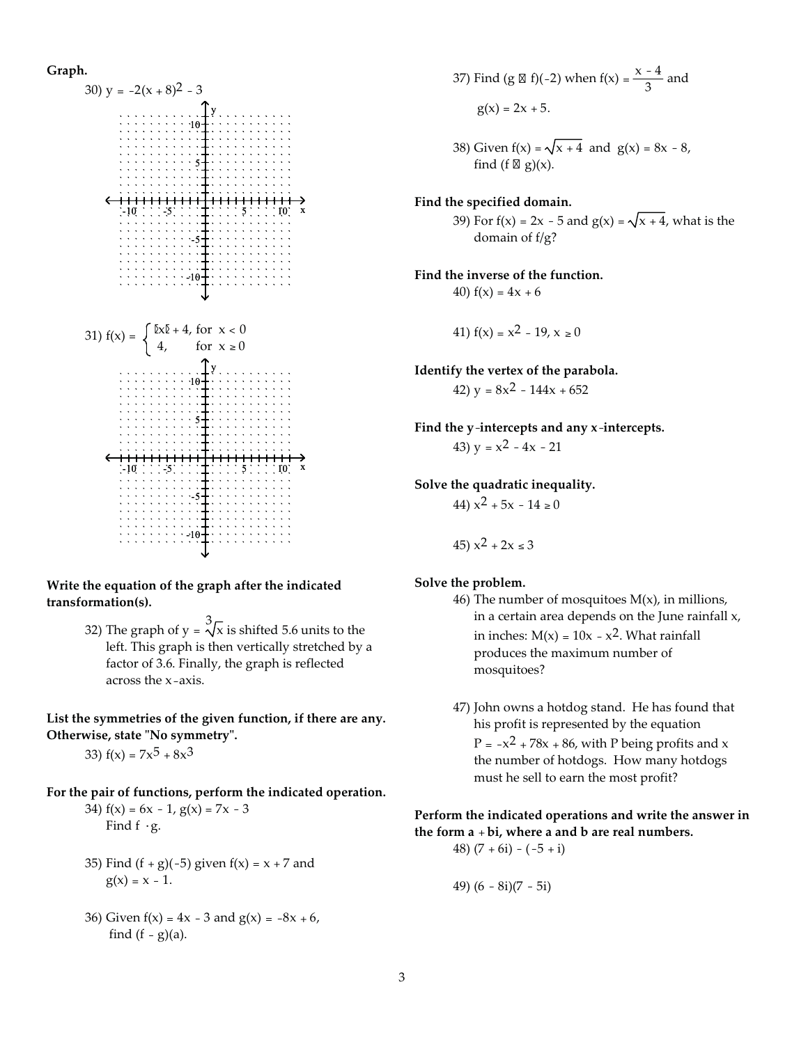**Graph.**

30) $y = -2(x + 8)^2 - 3$

31) $f(x) = \begin{cases} [x] + 4, & \text{for } x < 0 \\ 4, & \text{for } x \geq 0 \end{cases}$

**Write the equation of the graph after the indicated transformation(s).**

32) The graph of $y = \sqrt[3]{x}$ is shifted 5.6 units to the left. This graph is then vertically stretched by a factor of 3.6. Finally, the graph is reflected across the x-axis.

**List the symmetries of the given function, if there are any. Otherwise, state "No symmetry".**

33) $f(x) = 7x^5 + 8x^3$

**For the pair of functions, perform the indicated operation.**

34) $f(x) = 6x - 1$, $g(x) = 7x - 3$
Find $f \cdot g$.

35) Find $(f + g)(-5)$ given $f(x) = x + 7$ and $g(x) = x - 1$.

36) Given $f(x) = 4x - 3$ and $g(x) = -8x + 6$, find $(f - g)(a)$.

37) Find $(g \circ f)(-2)$ when $f(x) = \dfrac{x - 4}{3}$ and $g(x) = 2x + 5$.

38) Given $f(x) = \sqrt{x + 4}$ and $g(x) = 8x - 8$, find $(f \circ g)(x)$.

**Find the specified domain.**

39) For $f(x) = 2x - 5$ and $g(x) = \sqrt{x + 4}$, what is the domain of $f/g$?

**Find the inverse of the function.**

40) $f(x) = 4x + 6$

41) $f(x) = x^2 - 19$, $x \geq 0$

**Identify the vertex of the parabola.**

42) $y = 8x^2 - 144x + 652$

**Find the y-intercepts and any x-intercepts.**

43) $y = x^2 - 4x - 21$

**Solve the quadratic inequality.**

44) $x^2 + 5x - 14 \geq 0$

45) $x^2 + 2x \leq 3$

**Solve the problem.**

46) The number of mosquitoes $M(x)$, in millions, in a certain area depends on the June rainfall x, in inches: $M(x) = 10x - x^2$. What rainfall produces the maximum number of mosquitoes?

47) John owns a hotdog stand. He has found that his profit is represented by the equation $P = -x^2 + 78x + 86$, with P being profits and x the number of hotdogs. How many hotdogs must he sell to earn the most profit?

**Perform the indicated operations and write the answer in the form a + bi, where a and b are real numbers.**

48) $(7 + 6i) - (-5 + i)$

49) $(6 - 8i)(7 - 5i)$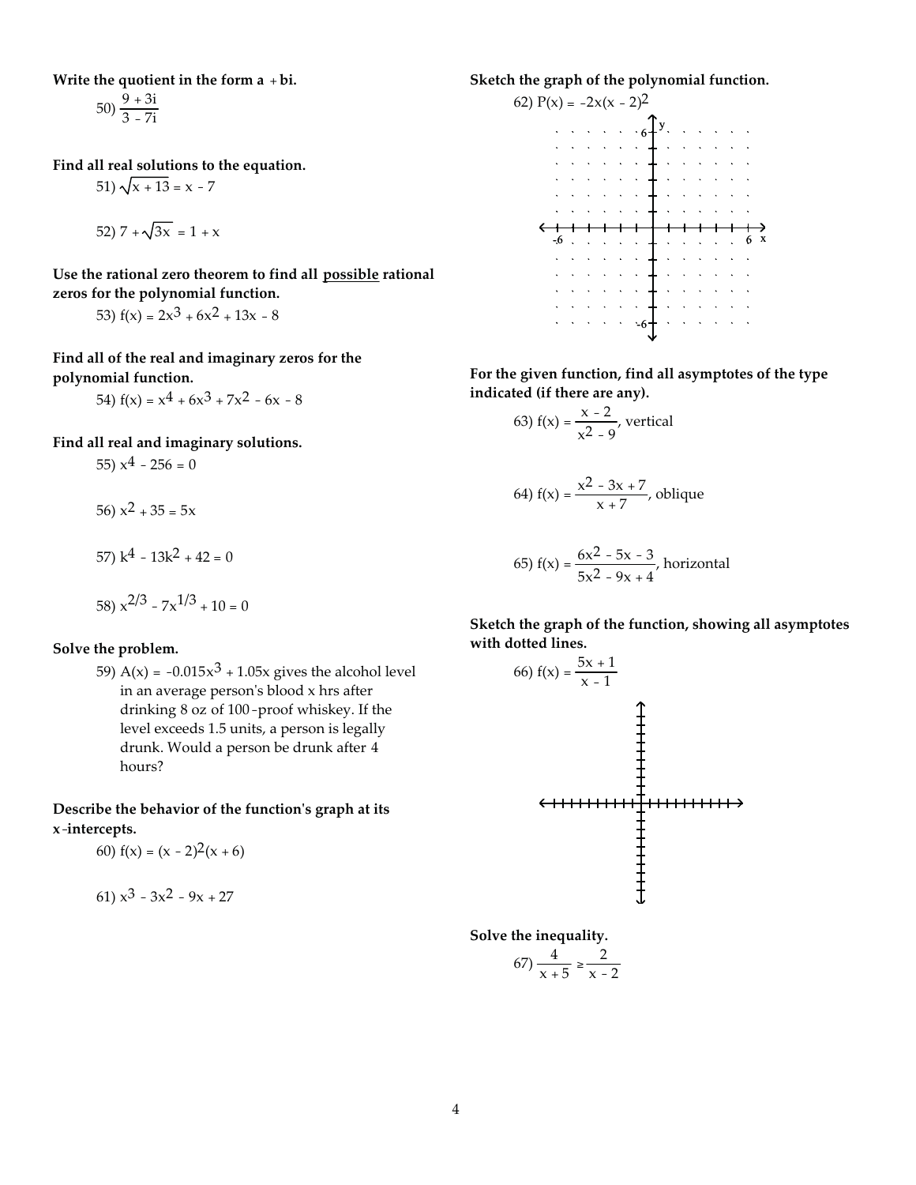**Write the quotient in the form a + bi.**

50) $\dfrac{9 + 3i}{3 - 7i}$

**Find all real solutions to the equation.**

51) $\sqrt{x + 13} = x - 7$

52) $7 + \sqrt{3x} = 1 + x$

**Use the rational zero theorem to find all possible rational zeros for the polynomial function.**

53) $f(x) = 2x^3 + 6x^2 + 13x - 8$

**Find all of the real and imaginary zeros for the polynomial function.**

54) $f(x) = x^4 + 6x^3 + 7x^2 - 6x - 8$

**Find all real and imaginary solutions.**

55) $x^4 - 256 = 0$

56) $x^2 + 35 = 5x$

57) $k^4 - 13k^2 + 42 = 0$

58) $x^{2/3} - 7x^{1/3} + 10 = 0$

**Solve the problem.**

59) $A(x) = -0.015x^3 + 1.05x$ gives the alcohol level in an average person's blood x hrs after drinking 8 oz of 100-proof whiskey. If the level exceeds 1.5 units, a person is legally drunk. Would a person be drunk after 4 hours?

**Describe the behavior of the function's graph at its x-intercepts.**

60) $f(x) = (x - 2)^2(x + 6)$

61) $x^3 - 3x^2 - 9x + 27$

**Sketch the graph of the polynomial function.**

62) $P(x) = -2x(x - 2)^2$

**For the given function, find all asymptotes of the type indicated (if there are any).**

63) $f(x) = \dfrac{x - 2}{x^2 - 9}$, vertical

64) $f(x) = \dfrac{x^2 - 3x + 7}{x + 7}$, oblique

65) $f(x) = \dfrac{6x^2 - 5x - 3}{5x^2 - 9x + 4}$, horizontal

**Sketch the graph of the function, showing all asymptotes with dotted lines.**

66) $f(x) = \dfrac{5x + 1}{x - 1}$

**Solve the inequality.**

67) $\dfrac{4}{x + 5} \geq \dfrac{2}{x - 2}$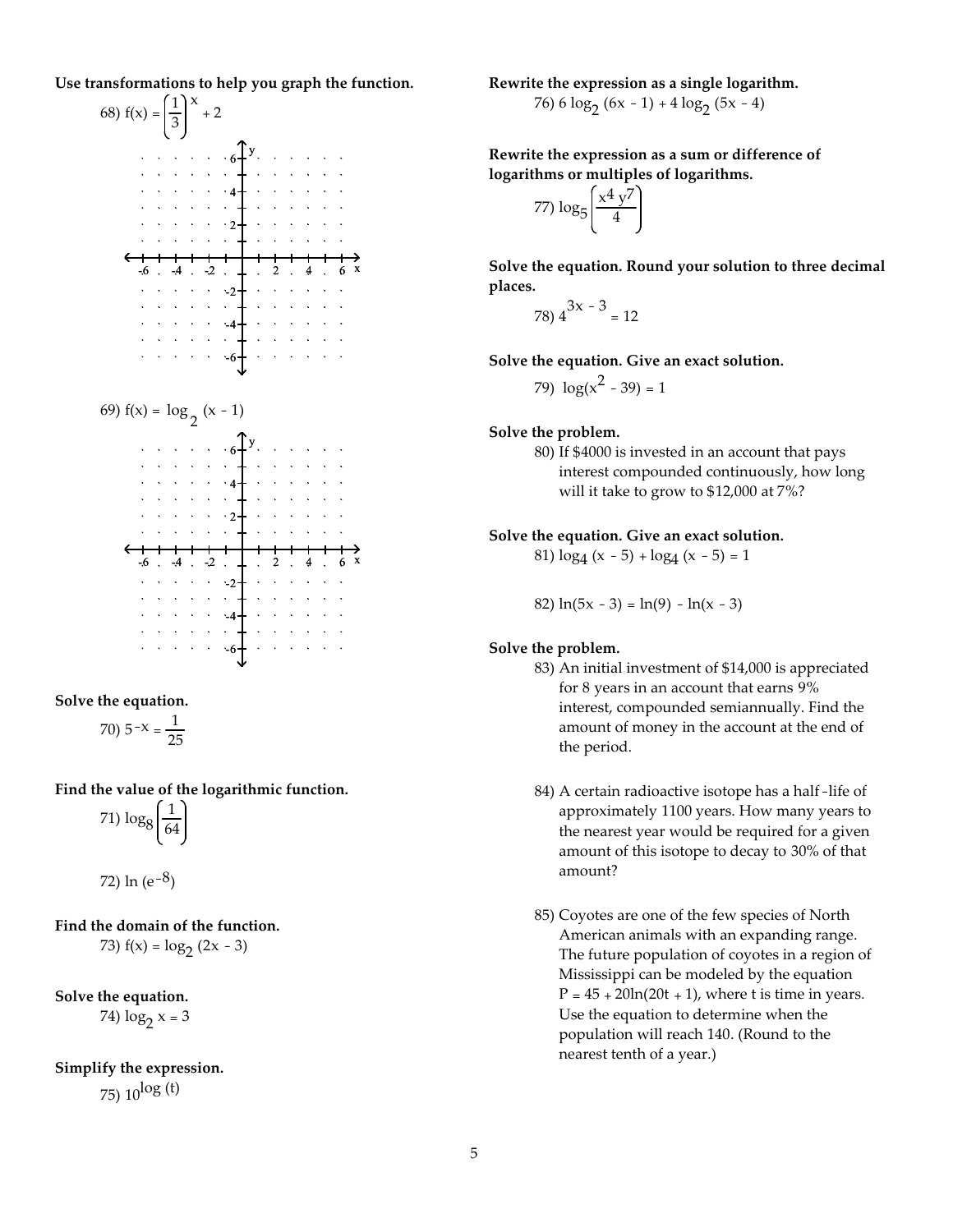**Use transformations to help you graph the function.**

68) $f(x) = \left(\frac{1}{3}\right)^{x} + 2$

69) $f(x) = \log_{2}(x - 1)$

**Solve the equation.**

70) $5^{-x} = \frac{1}{25}$

**Find the value of the logarithmic function.**

71) $\log_{8}\left(\frac{1}{64}\right)$

72) $\ln(e^{-8})$

**Find the domain of the function.**

73) $f(x) = \log_{2}(2x - 3)$

**Solve the equation.**

74) $\log_{2} x = 3$

**Simplify the expression.**

75) $10^{\log(t)}$

**Rewrite the expression as a single logarithm.**

76) $6 \log_{2}(6x - 1) + 4 \log_{2}(5x - 4)$

**Rewrite the expression as a sum or difference of logarithms or multiples of logarithms.**

77) $\log_{5}\left(\frac{x^{4} y^{7}}{4}\right)$

**Solve the equation. Round your solution to three decimal places.**

78) $4^{3x - 3} = 12$

**Solve the equation. Give an exact solution.**

79) $\log(x^{2} - 39) = 1$

**Solve the problem.**

80) If \$4000 is invested in an account that pays interest compounded continuously, how long will it take to grow to \$12,000 at 7%?

**Solve the equation. Give an exact solution.**

81) $\log_{4}(x - 5) + \log_{4}(x - 5) = 1$

82) $\ln(5x - 3) = \ln(9) - \ln(x - 3)$

**Solve the problem.**

83) An initial investment of \$14,000 is appreciated for 8 years in an account that earns 9% interest, compounded semiannually. Find the amount of money in the account at the end of the period.

84) A certain radioactive isotope has a half-life of approximately 1100 years. How many years to the nearest year would be required for a given amount of this isotope to decay to 30% of that amount?

85) Coyotes are one of the few species of North American animals with an expanding range. The future population of coyotes in a region of Mississippi can be modeled by the equation $P = 45 + 20\ln(20t + 1)$, where t is time in years. Use the equation to determine when the population will reach 140. (Round to the nearest tenth of a year.)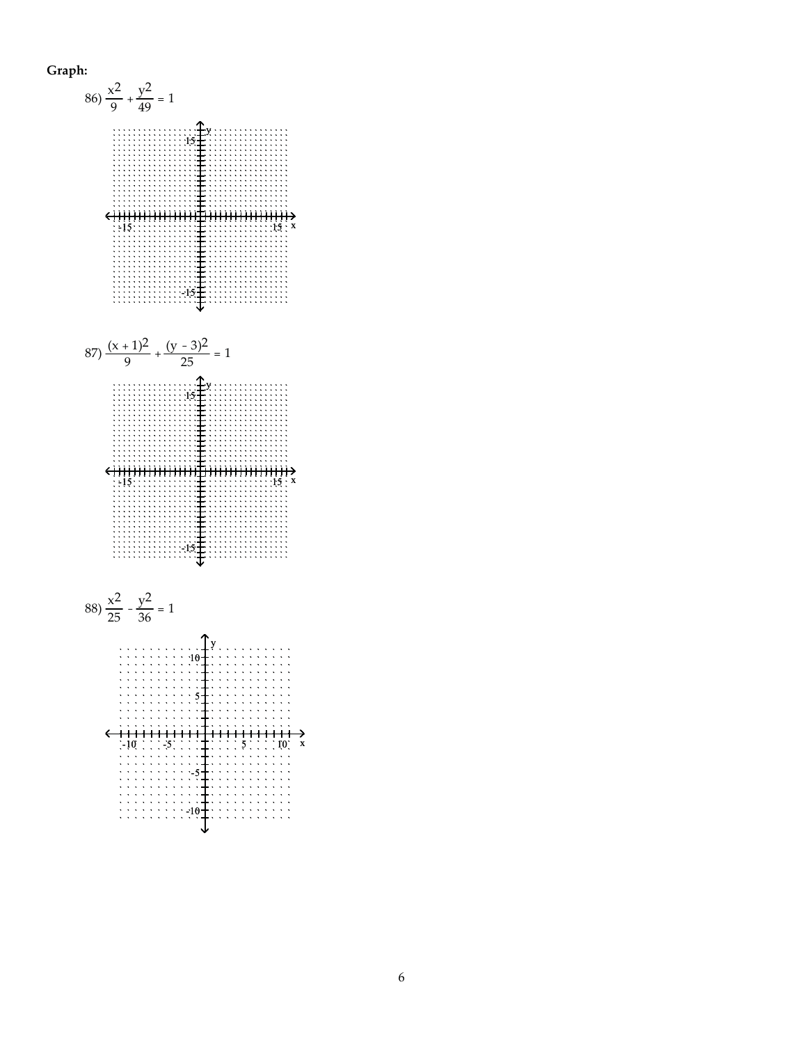**Graph:**

86) $\frac{x^2}{9} + \frac{y^2}{49} = 1$

87) $\frac{(x + 1)^2}{9} + \frac{(y - 3)^2}{25} = 1$

88) $\frac{x^2}{25} - \frac{y^2}{36} = 1$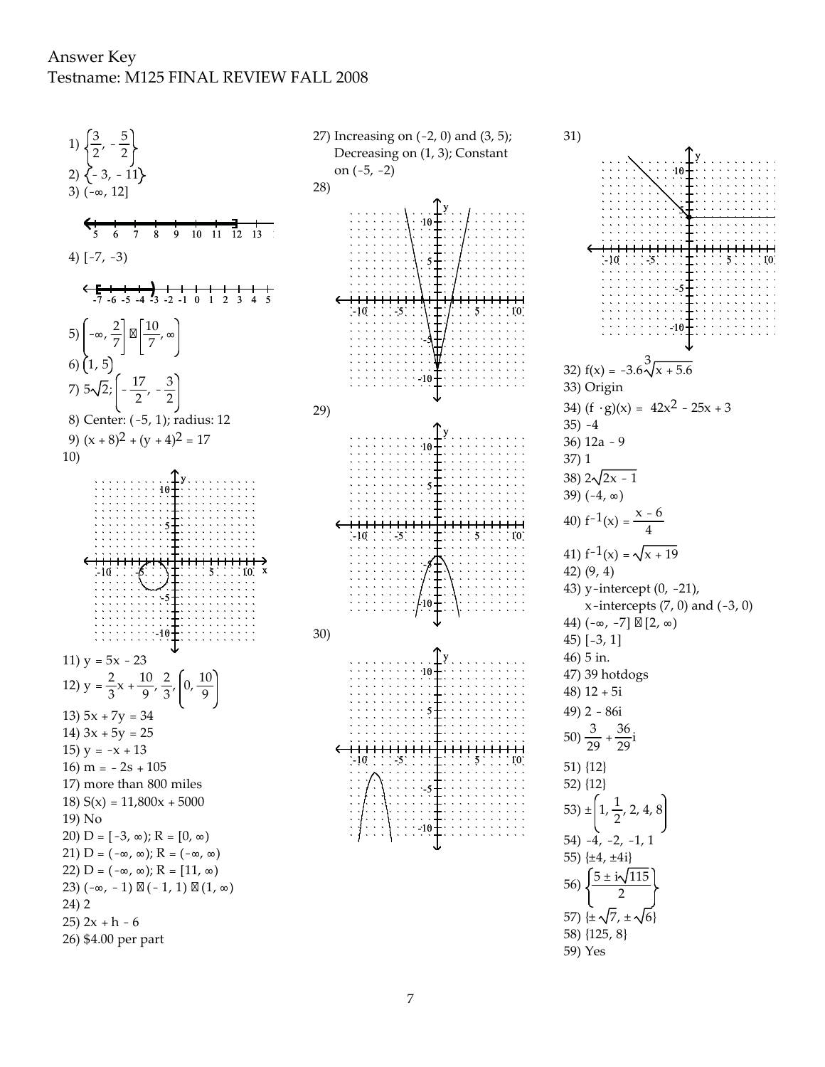Answer Key
Testname: M125 FINAL REVIEW FALL 2008

1) $\left\{\frac{3}{2}, -\frac{5}{2}\right\}$

2) $\{-3, -11\}$

3) $(-\infty, 12]$

4) $[-7, -3)$

5) $\left(-\infty, \frac{2}{7}\right] \cup \left[\frac{10}{7}, \infty\right)$

6) $(1, 5)$

7) $5\sqrt{2}$; $\left(-\frac{17}{2}, -\frac{3}{2}\right)$

8) Center: $(-5, 1)$; radius: 12

9) $(x + 8)^2 + (y + 4)^2 = 17$

10)

11) $y = 5x - 23$

12) $y = \frac{2}{3}x + \frac{10}{9}$, $\frac{2}{3}$, $\left(0, \frac{10}{9}\right)$

13) $5x + 7y = 34$

14) $3x + 5y = 25$

15) $y = -x + 13$

16) $m = -2s + 105$

17) more than 800 miles

18) $S(x) = 11{,}800x + 5000$

19) No

20) $D = [-3, \infty)$; $R = [0, \infty)$

21) $D = (-\infty, \infty)$; $R = (-\infty, \infty)$

22) $D = (-\infty, \infty)$; $R = [11, \infty)$

23) $(-\infty, -1) \cup (-1, 1) \cup (1, \infty)$

24) 2

25) $2x + h - 6$

26) \$4.00 per part

27) Increasing on $(-2, 0)$ and $(3, 5)$; Decreasing on $(1, 3)$; Constant on $(-5, -2)$

28)

29)

30)

31)

32) $f(x) = -3.6\sqrt[3]{x + 5.6}$

33) Origin

34) $(f \cdot g)(x) = 42x^2 - 25x + 3$

35) $-4$

36) $12a - 9$

37) 1

38) $2\sqrt{2x - 1}$

39) $(-4, \infty)$

40) $f^{-1}(x) = \frac{x - 6}{4}$

41) $f^{-1}(x) = \sqrt{x + 19}$

42) $(9, 4)$

43) y-intercept $(0, -21)$, x-intercepts $(7, 0)$ and $(-3, 0)$

44) $(-\infty, -7] \cup [2, \infty)$

45) $[-3, 1]$

46) 5 in.

47) 39 hotdogs

48) $12 + 5i$

49) $2 - 86i$

50) $\frac{3}{29} + \frac{36}{29}i$

51) $\{12\}$

52) $\{12\}$

53) $\pm\left(1, \frac{1}{2}, 2, 4, 8\right)$

54) $-4, -2, -1, 1$

55) $\{\pm 4, \pm 4i\}$

56) $\left\{\frac{5 \pm i\sqrt{115}}{2}\right\}$

57) $\{\pm\sqrt{7}, \pm\sqrt{6}\}$

58) $\{125, 8\}$

59) Yes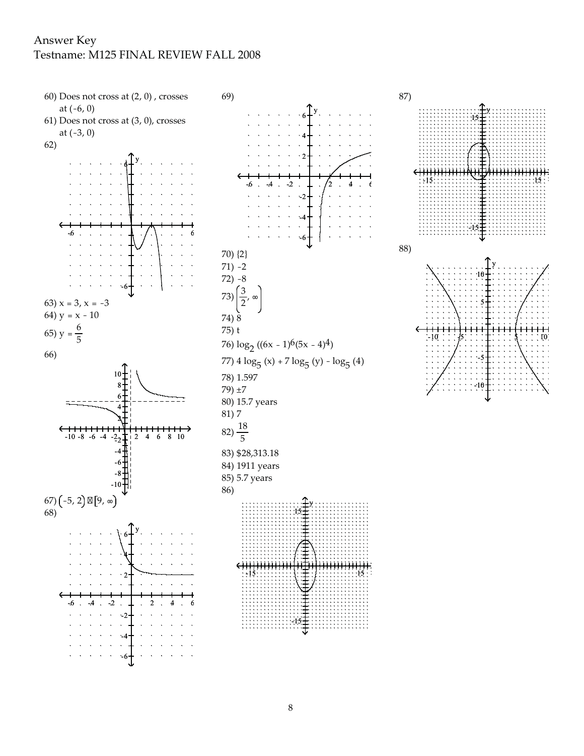Answer Key
Testname: M125 FINAL REVIEW FALL 2008

60) Does not cross at (2, 0), crosses at (-6, 0)

61) Does not cross at (3, 0), crosses at (-3, 0)

62)

y
6
-6
-6
6

63) $x = 3$, $x = -3$

64) $y = x - 10$

65) $y = \dfrac{6}{5}$

66)

10
8
6
4
2
-2
-4
-6
-8
-10
-10 -8 -6 -4 -2 2 4 6 8 10

67) $\left(-5, 2\right) \cup \left[9, \infty\right)$

68)

y
6
4
2
-2
-4
-6
-6 -4 -2 2 4 6

69)

y
6
4
2
-2
-4
-6
-6 -4 -2 2 4 6

70) {2}

71) -2

72) -8

73) $\left(\dfrac{3}{2}, \infty\right)$

74) 8

75) t

76) $\log_2 \left((6x - 1)^6(5x - 4)^4\right)$

77) $4 \log_5 (x) + 7 \log_5 (y) - \log_5 (4)$

78) 1.597

79) ±7

80) 15.7 years

81) 7

82) $\dfrac{18}{5}$

83) $28,313.18

84) 1911 years

85) 5.7 years

86)

y
15
-15
-15
15

87)

y
15
-15
-15
15

88)

y
10
5
-5
-10
-10
-5
5
10